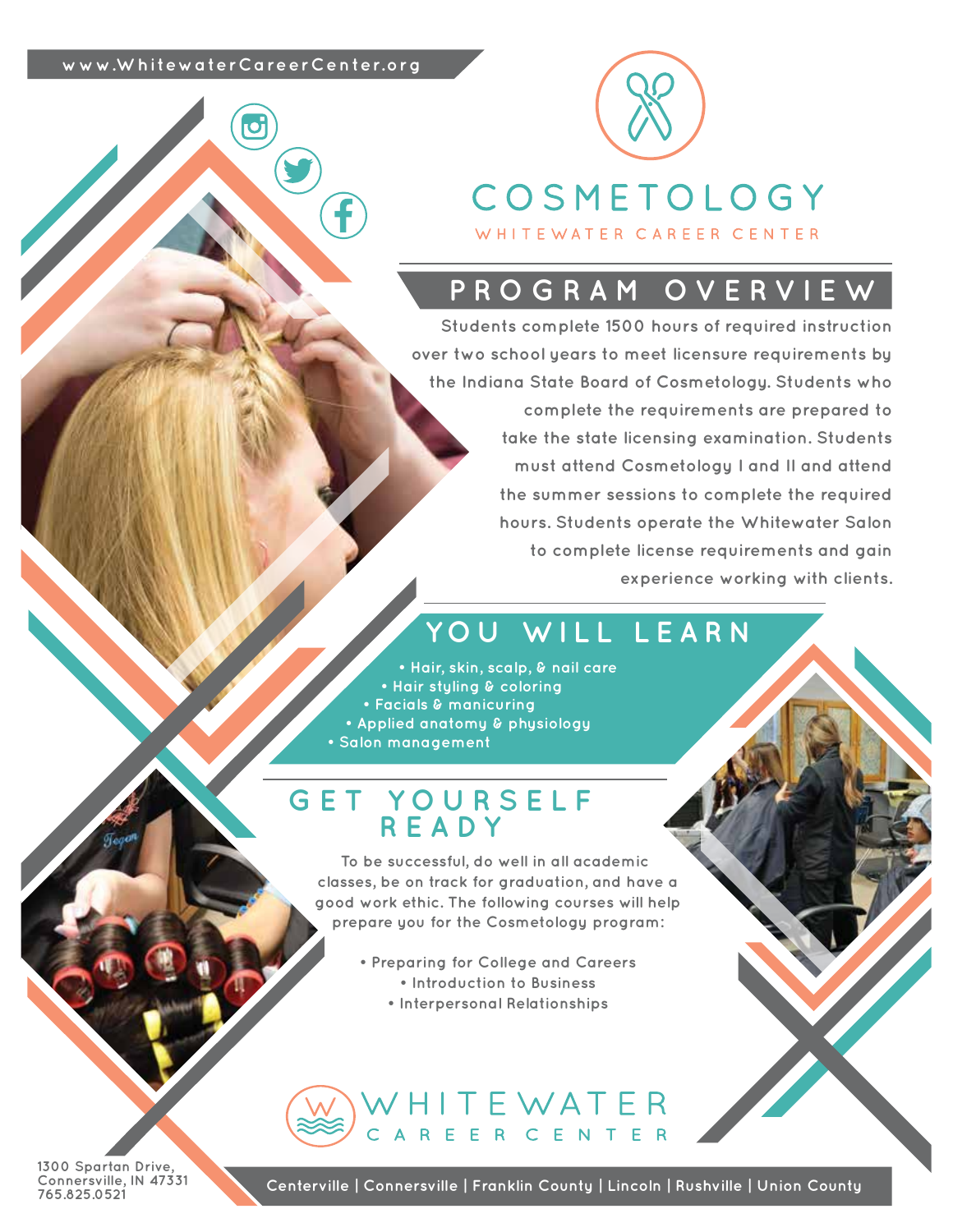www.WhitewaterCareerCenter.org

# COSMETOLOGY

WHITEWATER CAREER CENTER

## PROGRAM OVERVIEW

Students complete 1500 hours of required instruction over two school years to meet licensure requirements by the Indiana State Board of Cosmetology. Students who complete the requirements are prepared to take the state licensing examination. Students must attend Cosmetology I and II and attend the summer sessions to complete the required hours. Students operate the Whitewater Salon to complete license requirements and gain experience working with clients.

## YOU WILL LEARN

- Hair, skin, scalp, & nail care
- Hair styling & coloring
- Facials & manicuring
- Applied anatomy & physiology
- Salon management

## GET YOURSELF READY

To be successful, do well in all academic classes, be on track for graduation, and have a good work ethic. The following courses will help prepare you for the Cosmetology program:

- Preparing for College and Careers
- Introduction to Business
- Interpersonal Relationships

WHITEWATER CAREER CENTER

1300 Spartan Drive,
Connersville, IN 47331
765.825.0521

Centerville | Connersville | Franklin County | Lincoln | Rushville | Union County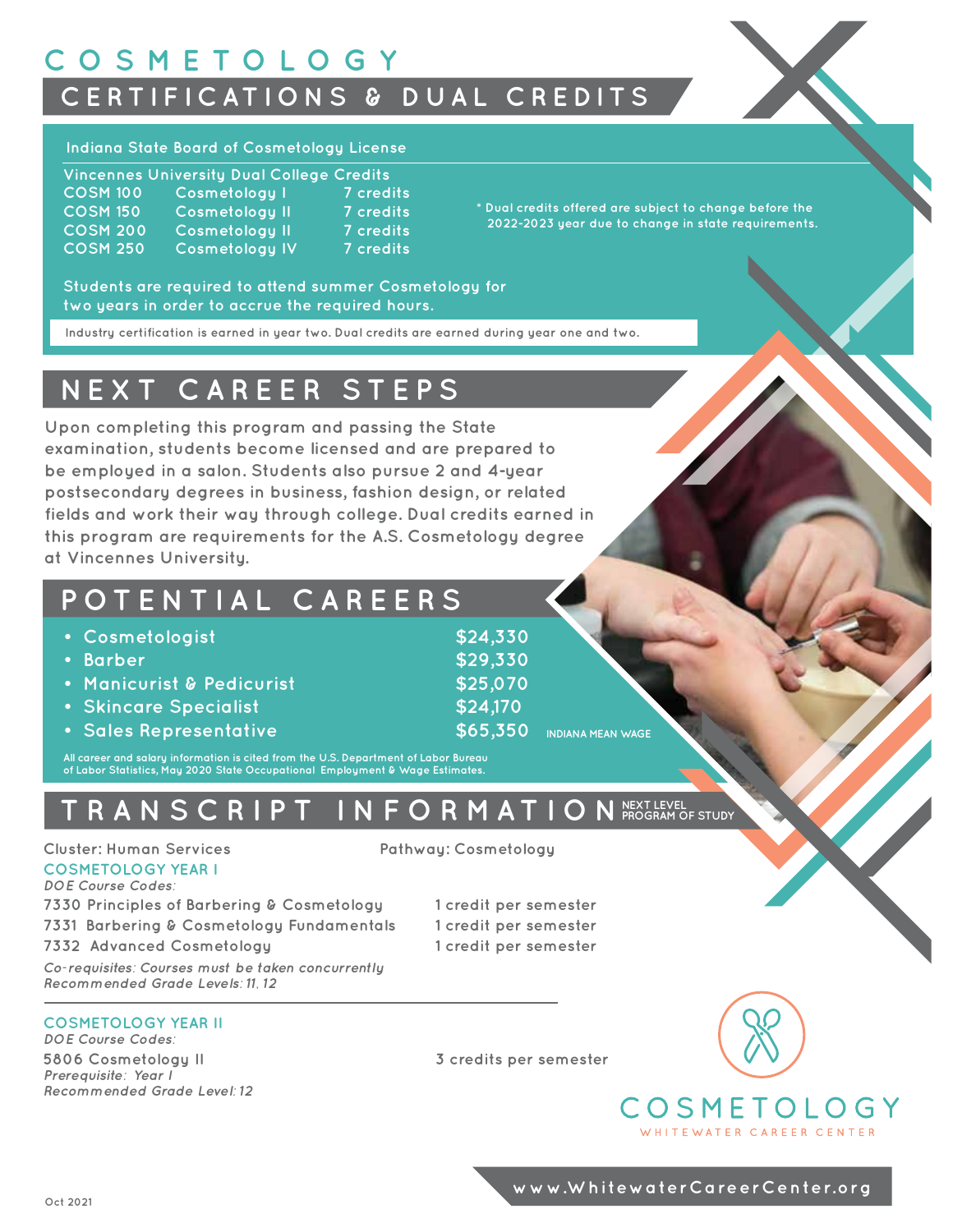# COSMETOLOGY

## CERTIFICATIONS & DUAL CREDITS

Indiana State Board of Cosmetology License

Vincennes University Dual College Credits

| | | |
|---|---|---|
| COSM 100 | Cosmetology I | 7 credits |
| COSM 150 | Cosmetology II | 7 credits |
| COSM 200 | Cosmetology II | 7 credits |
| COSM 250 | Cosmetology IV | 7 credits |

* Dual credits offered are subject to change before the 2022-2023 year due to change in state requirements.

Students are required to attend summer Cosmetology for two years in order to accrue the required hours.

Industry certification is earned in year two. Dual credits are earned during year one and two.

## NEXT CAREER STEPS

Upon completing this program and passing the State examination, students become licensed and are prepared to be employed in a salon. Students also pursue 2 and 4-year postsecondary degrees in business, fashion design, or related fields and work their way through college. Dual credits earned in this program are requirements for the A.S. Cosmetology degree at Vincennes University.

## POTENTIAL CAREERS

| | INDIANA MEAN WAGE |
|---|---|
| Cosmetologist | $24,330 |
| Barber | $29,330 |
| Manicurist & Pedicurist | $25,070 |
| Skincare Specialist | $24,170 |
| Sales Representative | $65,350 |

All career and salary information is cited from the U.S. Department of Labor Bureau of Labor Statistics, May 2020 State Occupational Employment & Wage Estimates.

## TRANSCRIPT INFORMATION

NEXT LEVEL PROGRAM OF STUDY

Cluster: Human Services | Pathway: Cosmetology

### COSMETOLOGY YEAR I

*DOE Course Codes:*

| | |
|---|---|
| 7330 Principles of Barbering & Cosmetology | 1 credit per semester |
| 7331 Barbering & Cosmetology Fundamentals | 1 credit per semester |
| 7332 Advanced Cosmetology | 1 credit per semester |

*Co-requisites: Courses must be taken concurrently*
*Recommended Grade Levels: 11, 12*

### COSMETOLOGY YEAR II

*DOE Course Codes:*

5806 Cosmetology II — 3 credits per semester

*Prerequisite: Year I*
*Recommended Grade Level: 12*

COSMETOLOGY
WHITEWATER CAREER CENTER

www.WhitewaterCareerCenter.org

Oct 2021